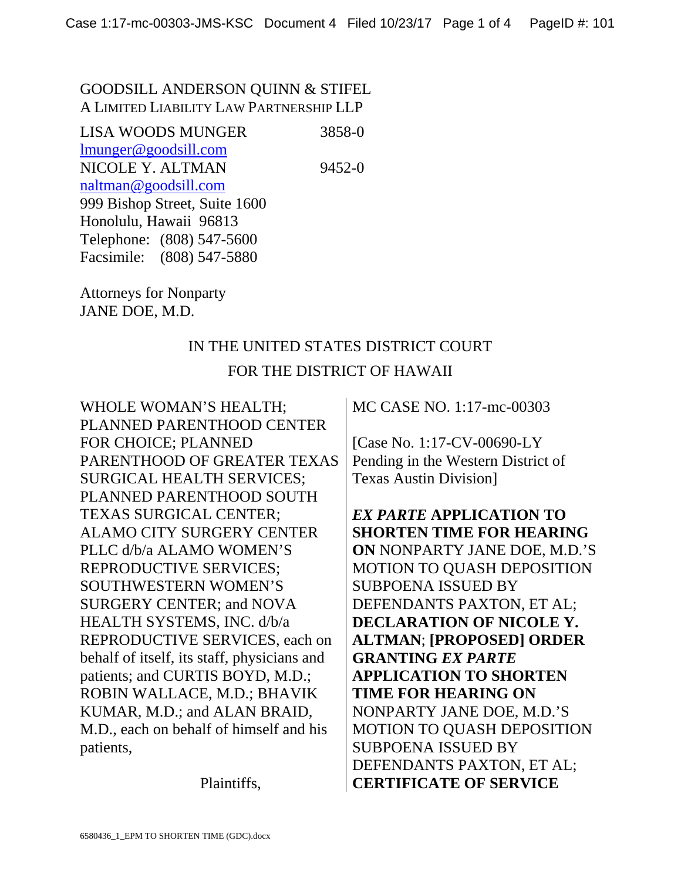GOODSILL ANDERSON QUINN & STIFEL
A LIMITED LIABILITY LAW PARTNERSHIP LLP

LISA WOODS MUNGER 3858-0
lmunger@goodsill.com
NICOLE Y. ALTMAN 9452-0
naltman@goodsill.com
999 Bishop Street, Suite 1600
Honolulu, Hawaii 96813
Telephone: (808) 547-5600
Facsimile: (808) 547-5880

Attorneys for Nonparty
JANE DOE, M.D.

IN THE UNITED STATES DISTRICT COURT
FOR THE DISTRICT OF HAWAII

| | |
|---|---|
| WHOLE WOMAN'S HEALTH; PLANNED PARENTHOOD CENTER FOR CHOICE; PLANNED PARENTHOOD OF GREATER TEXAS SURGICAL HEALTH SERVICES; PLANNED PARENTHOOD SOUTH TEXAS SURGICAL CENTER; ALAMO CITY SURGERY CENTER PLLC d/b/a ALAMO WOMEN'S REPRODUCTIVE SERVICES; SOUTHWESTERN WOMEN'S SURGERY CENTER; and NOVA HEALTH SYSTEMS, INC. d/b/a REPRODUCTIVE SERVICES, each on behalf of itself, its staff, physicians and patients; and CURTIS BOYD, M.D.; ROBIN WALLACE, M.D.; BHAVIK KUMAR, M.D.; and ALAN BRAID, M.D., each on behalf of himself and his patients,<br><br>Plaintiffs, | MC CASE NO. 1:17-mc-00303<br><br>[Case No. 1:17-CV-00690-LY Pending in the Western District of Texas Austin Division]<br><br>***EX PARTE* APPLICATION TO SHORTEN TIME FOR HEARING ON** NONPARTY JANE DOE, M.D.'S MOTION TO QUASH DEPOSITION SUBPOENA ISSUED BY DEFENDANTS PAXTON, ET AL; **DECLARATION OF NICOLE Y. ALTMAN**; **[PROPOSED] ORDER GRANTING *EX PARTE* APPLICATION TO SHORTEN TIME FOR HEARING ON** NONPARTY JANE DOE, M.D.'S MOTION TO QUASH DEPOSITION SUBPOENA ISSUED BY DEFENDANTS PAXTON, ET AL; **CERTIFICATE OF SERVICE** |

6580436_1_EPM TO SHORTEN TIME (GDC).docx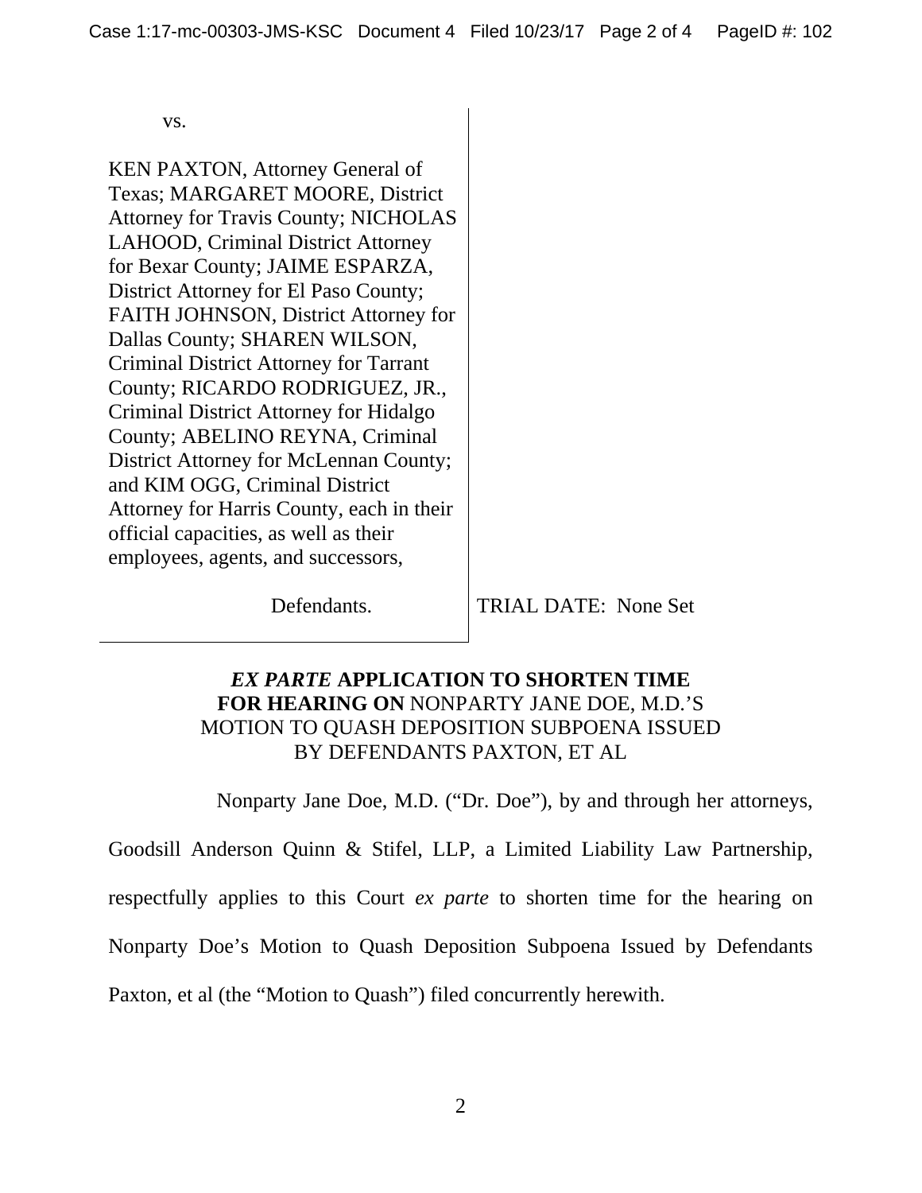vs.

KEN PAXTON, Attorney General of Texas; MARGARET MOORE, District Attorney for Travis County; NICHOLAS LAHOOD, Criminal District Attorney for Bexar County; JAIME ESPARZA, District Attorney for El Paso County; FAITH JOHNSON, District Attorney for Dallas County; SHAREN WILSON, Criminal District Attorney for Tarrant County; RICARDO RODRIGUEZ, JR., Criminal District Attorney for Hidalgo County; ABELINO REYNA, Criminal District Attorney for McLennan County; and KIM OGG, Criminal District Attorney for Harris County, each in their official capacities, as well as their employees, agents, and successors,

Defendants.

TRIAL DATE: None Set

## *EX PARTE* APPLICATION TO SHORTEN TIME FOR HEARING ON NONPARTY JANE DOE, M.D.'S MOTION TO QUASH DEPOSITION SUBPOENA ISSUED BY DEFENDANTS PAXTON, ET AL

Nonparty Jane Doe, M.D. ("Dr. Doe"), by and through her attorneys, Goodsill Anderson Quinn & Stifel, LLP, a Limited Liability Law Partnership, respectfully applies to this Court *ex parte* to shorten time for the hearing on Nonparty Doe's Motion to Quash Deposition Subpoena Issued by Defendants Paxton, et al (the "Motion to Quash") filed concurrently herewith.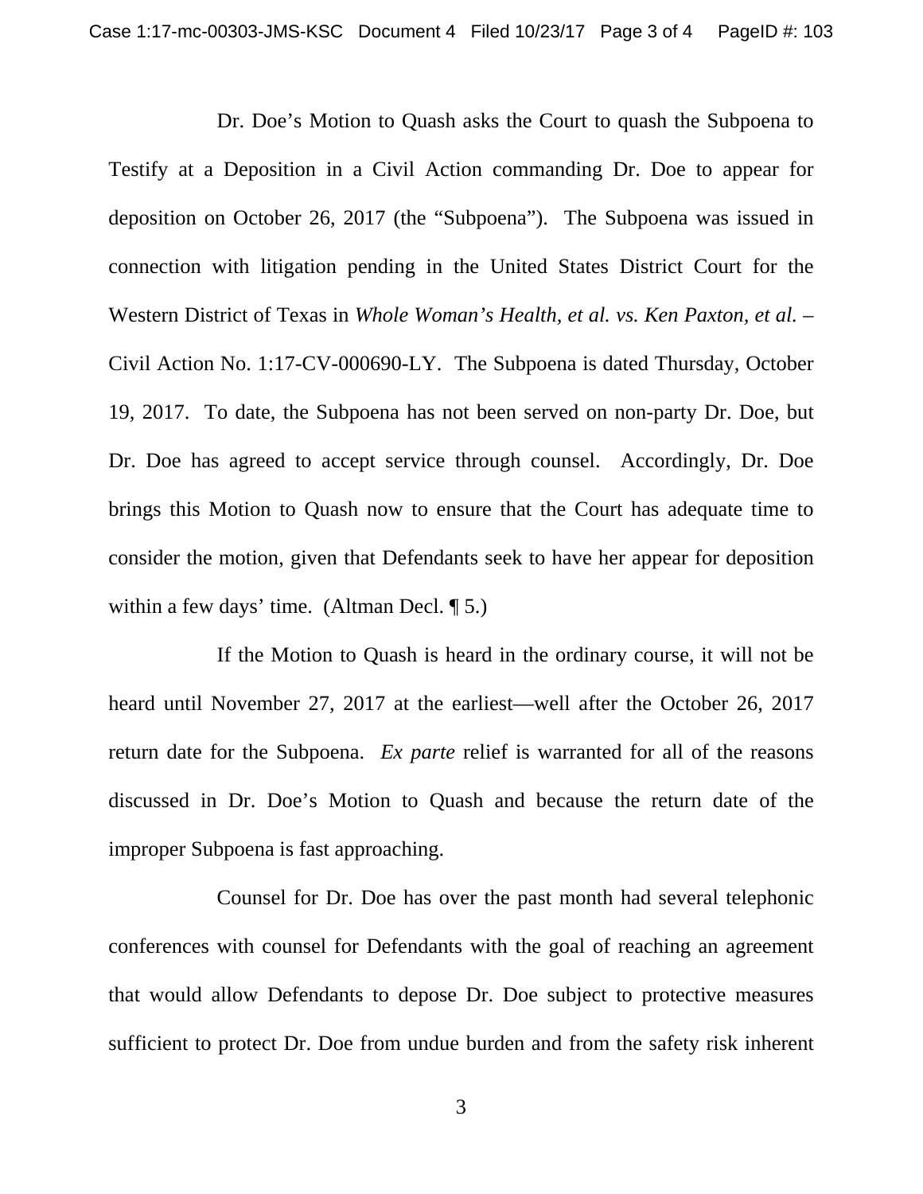Dr. Doe's Motion to Quash asks the Court to quash the Subpoena to Testify at a Deposition in a Civil Action commanding Dr. Doe to appear for deposition on October 26, 2017 (the "Subpoena"). The Subpoena was issued in connection with litigation pending in the United States District Court for the Western District of Texas in *Whole Woman's Health, et al. vs. Ken Paxton, et al.* – Civil Action No. 1:17-CV-000690-LY. The Subpoena is dated Thursday, October 19, 2017. To date, the Subpoena has not been served on non-party Dr. Doe, but Dr. Doe has agreed to accept service through counsel. Accordingly, Dr. Doe brings this Motion to Quash now to ensure that the Court has adequate time to consider the motion, given that Defendants seek to have her appear for deposition within a few days' time. (Altman Decl. ¶ 5.)

If the Motion to Quash is heard in the ordinary course, it will not be heard until November 27, 2017 at the earliest—well after the October 26, 2017 return date for the Subpoena. *Ex parte* relief is warranted for all of the reasons discussed in Dr. Doe's Motion to Quash and because the return date of the improper Subpoena is fast approaching.

Counsel for Dr. Doe has over the past month had several telephonic conferences with counsel for Defendants with the goal of reaching an agreement that would allow Defendants to depose Dr. Doe subject to protective measures sufficient to protect Dr. Doe from undue burden and from the safety risk inherent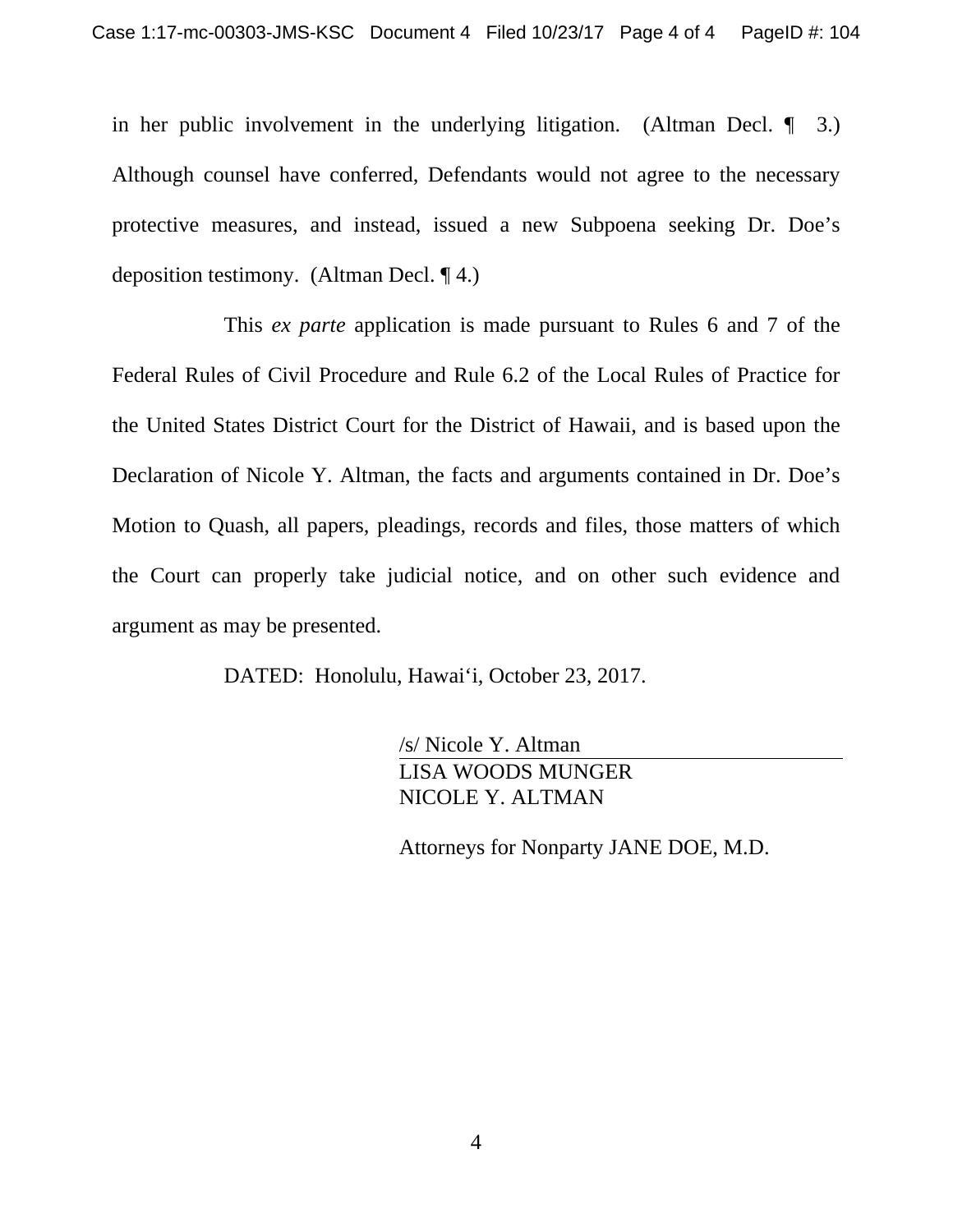in her public involvement in the underlying litigation. (Altman Decl. ¶ 3.) Although counsel have conferred, Defendants would not agree to the necessary protective measures, and instead, issued a new Subpoena seeking Dr. Doe's deposition testimony. (Altman Decl. ¶ 4.)

This *ex parte* application is made pursuant to Rules 6 and 7 of the Federal Rules of Civil Procedure and Rule 6.2 of the Local Rules of Practice for the United States District Court for the District of Hawaii, and is based upon the Declaration of Nicole Y. Altman, the facts and arguments contained in Dr. Doe's Motion to Quash, all papers, pleadings, records and files, those matters of which the Court can properly take judicial notice, and on other such evidence and argument as may be presented.

DATED: Honolulu, Hawai'i, October 23, 2017.

/s/ Nicole Y. Altman
LISA WOODS MUNGER
NICOLE Y. ALTMAN

Attorneys for Nonparty JANE DOE, M.D.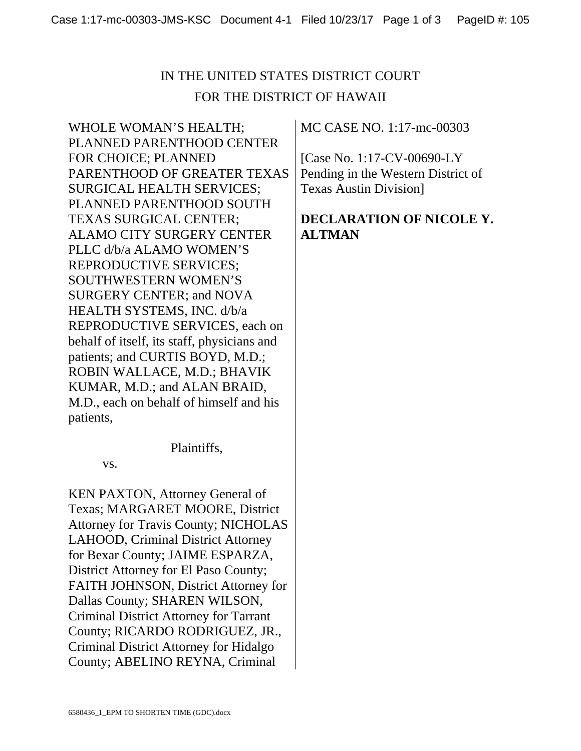IN THE UNITED STATES DISTRICT COURT
FOR THE DISTRICT OF HAWAII

WHOLE WOMAN'S HEALTH; PLANNED PARENTHOOD CENTER FOR CHOICE; PLANNED PARENTHOOD OF GREATER TEXAS SURGICAL HEALTH SERVICES; PLANNED PARENTHOOD SOUTH TEXAS SURGICAL CENTER; ALAMO CITY SURGERY CENTER PLLC d/b/a ALAMO WOMEN'S REPRODUCTIVE SERVICES; SOUTHWESTERN WOMEN'S SURGERY CENTER; and NOVA HEALTH SYSTEMS, INC. d/b/a REPRODUCTIVE SERVICES, each on behalf of itself, its staff, physicians and patients; and CURTIS BOYD, M.D.; ROBIN WALLACE, M.D.; BHAVIK KUMAR, M.D.; and ALAN BRAID, M.D., each on behalf of himself and his patients,

Plaintiffs,

vs.

KEN PAXTON, Attorney General of Texas; MARGARET MOORE, District Attorney for Travis County; NICHOLAS LAHOOD, Criminal District Attorney for Bexar County; JAIME ESPARZA, District Attorney for El Paso County; FAITH JOHNSON, District Attorney for Dallas County; SHAREN WILSON, Criminal District Attorney for Tarrant County; RICARDO RODRIGUEZ, JR., Criminal District Attorney for Hidalgo County; ABELINO REYNA, Criminal

MC CASE NO. 1:17-mc-00303

[Case No. 1:17-CV-00690-LY Pending in the Western District of Texas Austin Division]

**DECLARATION OF NICOLE Y. ALTMAN**

6580436_1_EPM TO SHORTEN TIME (GDC).docx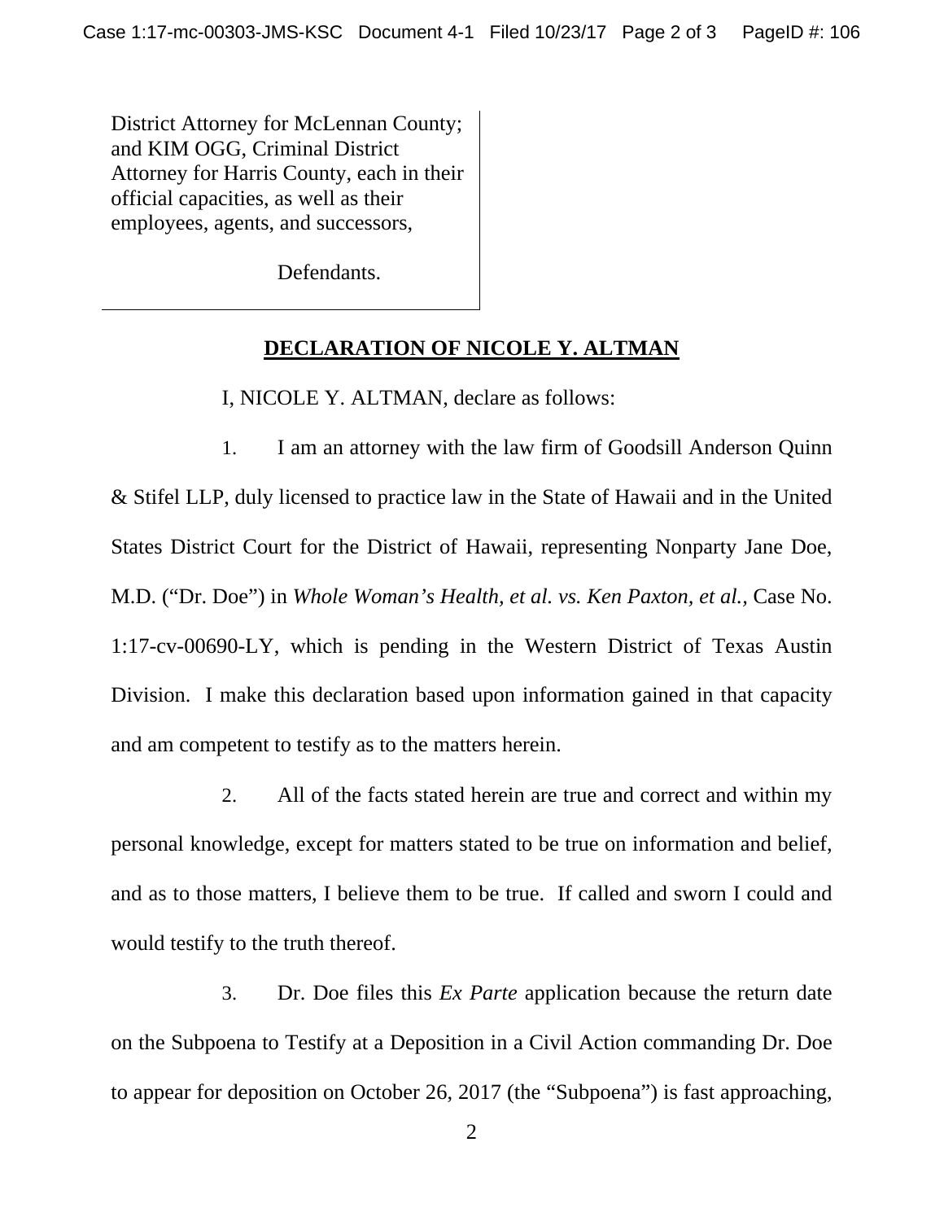District Attorney for McLennan County; and KIM OGG, Criminal District Attorney for Harris County, each in their official capacities, as well as their employees, agents, and successors,

Defendants.

**DECLARATION OF NICOLE Y. ALTMAN**

I, NICOLE Y. ALTMAN, declare as follows:

1. I am an attorney with the law firm of Goodsill Anderson Quinn & Stifel LLP, duly licensed to practice law in the State of Hawaii and in the United States District Court for the District of Hawaii, representing Nonparty Jane Doe, M.D. ("Dr. Doe") in *Whole Woman's Health, et al. vs. Ken Paxton, et al.,* Case No. 1:17-cv-00690-LY, which is pending in the Western District of Texas Austin Division. I make this declaration based upon information gained in that capacity and am competent to testify as to the matters herein.

2. All of the facts stated herein are true and correct and within my personal knowledge, except for matters stated to be true on information and belief, and as to those matters, I believe them to be true. If called and sworn I could and would testify to the truth thereof.

3. Dr. Doe files this *Ex Parte* application because the return date on the Subpoena to Testify at a Deposition in a Civil Action commanding Dr. Doe to appear for deposition on October 26, 2017 (the "Subpoena") is fast approaching,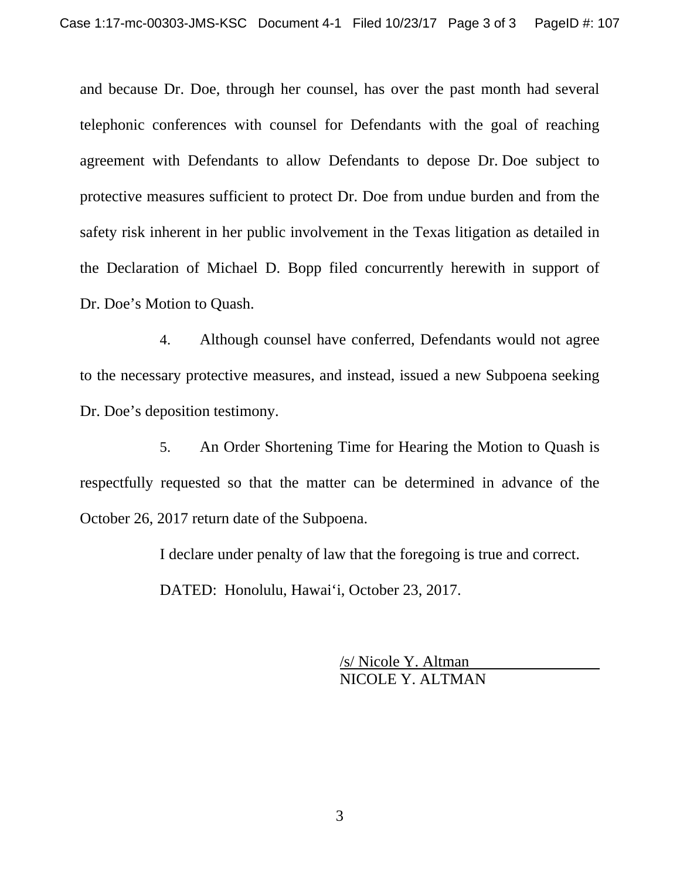and because Dr. Doe, through her counsel, has over the past month had several telephonic conferences with counsel for Defendants with the goal of reaching agreement with Defendants to allow Defendants to depose Dr. Doe subject to protective measures sufficient to protect Dr. Doe from undue burden and from the safety risk inherent in her public involvement in the Texas litigation as detailed in the Declaration of Michael D. Bopp filed concurrently herewith in support of Dr. Doe's Motion to Quash.

4. Although counsel have conferred, Defendants would not agree to the necessary protective measures, and instead, issued a new Subpoena seeking Dr. Doe's deposition testimony.

5. An Order Shortening Time for Hearing the Motion to Quash is respectfully requested so that the matter can be determined in advance of the October 26, 2017 return date of the Subpoena.

I declare under penalty of law that the foregoing is true and correct.

DATED: Honolulu, Hawai'i, October 23, 2017.

/s/ Nicole Y. Altman
NICOLE Y. ALTMAN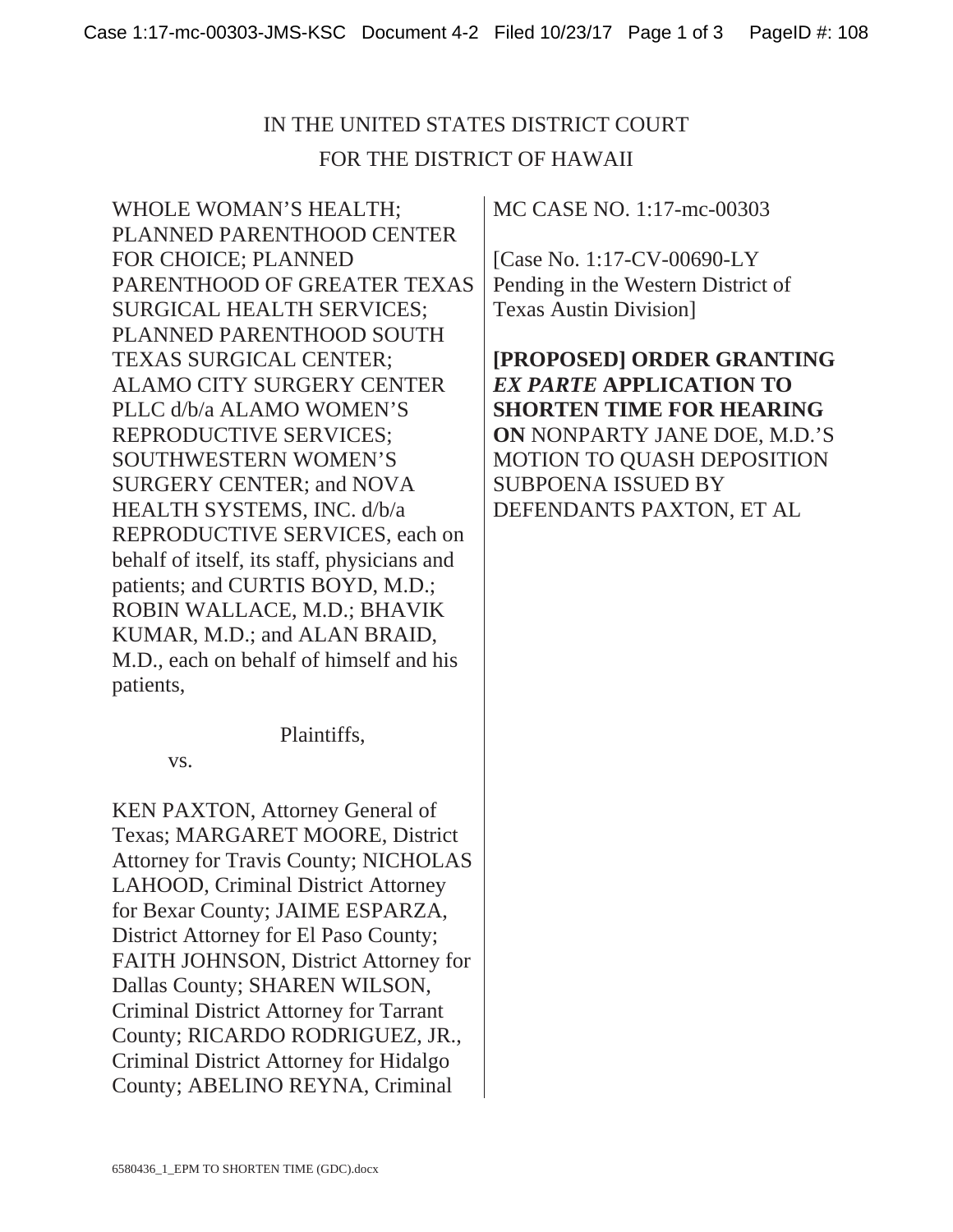IN THE UNITED STATES DISTRICT COURT
FOR THE DISTRICT OF HAWAII

WHOLE WOMAN'S HEALTH; PLANNED PARENTHOOD CENTER FOR CHOICE; PLANNED PARENTHOOD OF GREATER TEXAS SURGICAL HEALTH SERVICES; PLANNED PARENTHOOD SOUTH TEXAS SURGICAL CENTER; ALAMO CITY SURGERY CENTER PLLC d/b/a ALAMO WOMEN'S REPRODUCTIVE SERVICES; SOUTHWESTERN WOMEN'S SURGERY CENTER; and NOVA HEALTH SYSTEMS, INC. d/b/a REPRODUCTIVE SERVICES, each on behalf of itself, its staff, physicians and patients; and CURTIS BOYD, M.D.; ROBIN WALLACE, M.D.; BHAVIK KUMAR, M.D.; and ALAN BRAID, M.D., each on behalf of himself and his patients,

Plaintiffs,

vs.

KEN PAXTON, Attorney General of Texas; MARGARET MOORE, District Attorney for Travis County; NICHOLAS LAHOOD, Criminal District Attorney for Bexar County; JAIME ESPARZA, District Attorney for El Paso County; FAITH JOHNSON, District Attorney for Dallas County; SHAREN WILSON, Criminal District Attorney for Tarrant County; RICARDO RODRIGUEZ, JR., Criminal District Attorney for Hidalgo County; ABELINO REYNA, Criminal

MC CASE NO. 1:17-mc-00303

[Case No. 1:17-CV-00690-LY Pending in the Western District of Texas Austin Division]

**[PROPOSED] ORDER GRANTING *EX PARTE* APPLICATION TO SHORTEN TIME FOR HEARING ON** NONPARTY JANE DOE, M.D.'S MOTION TO QUASH DEPOSITION SUBPOENA ISSUED BY DEFENDANTS PAXTON, ET AL

6580436_1_EPM TO SHORTEN TIME (GDC).docx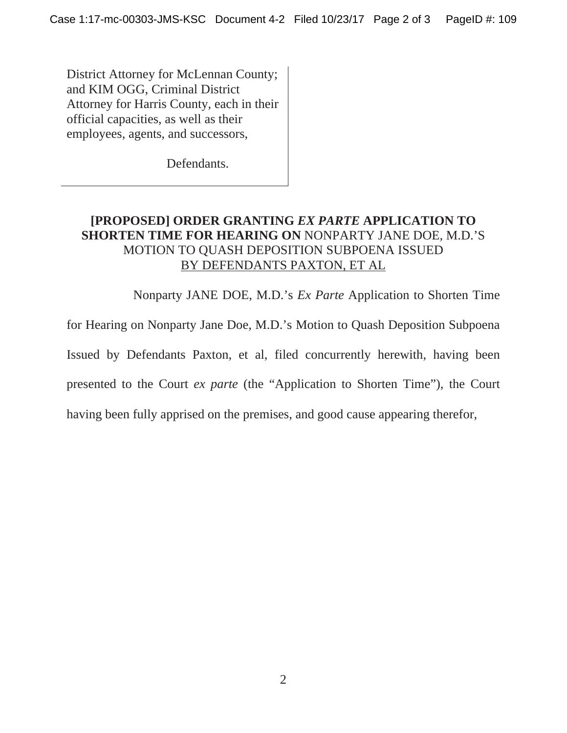District Attorney for McLennan County; and KIM OGG, Criminal District Attorney for Harris County, each in their official capacities, as well as their employees, agents, and successors,

Defendants.

**[PROPOSED] ORDER GRANTING *EX PARTE* APPLICATION TO SHORTEN TIME FOR HEARING ON** NONPARTY JANE DOE, M.D.'S MOTION TO QUASH DEPOSITION SUBPOENA ISSUED BY DEFENDANTS PAXTON, ET AL

Nonparty JANE DOE, M.D.'s *Ex Parte* Application to Shorten Time for Hearing on Nonparty Jane Doe, M.D.'s Motion to Quash Deposition Subpoena Issued by Defendants Paxton, et al, filed concurrently herewith, having been presented to the Court *ex parte* (the "Application to Shorten Time"), the Court having been fully apprised on the premises, and good cause appearing therefor,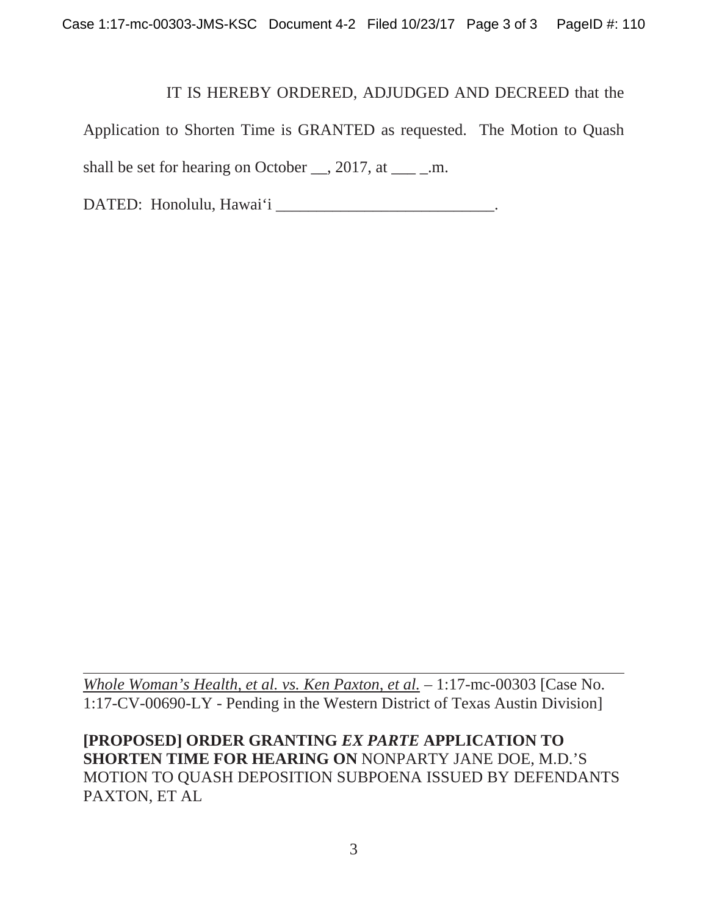IT IS HEREBY ORDERED, ADJUDGED AND DECREED that the Application to Shorten Time is GRANTED as requested. The Motion to Quash shall be set for hearing on October __, 2017, at ___ _.m.

DATED: Honolulu, Hawai'i ___________________________.

---

*Whole Woman's Health, et al. vs. Ken Paxton, et al.* – 1:17-mc-00303 [Case No. 1:17-CV-00690-LY - Pending in the Western District of Texas Austin Division]

**[PROPOSED] ORDER GRANTING *EX PARTE* APPLICATION TO SHORTEN TIME FOR HEARING ON** NONPARTY JANE DOE, M.D.'S MOTION TO QUASH DEPOSITION SUBPOENA ISSUED BY DEFENDANTS PAXTON, ET AL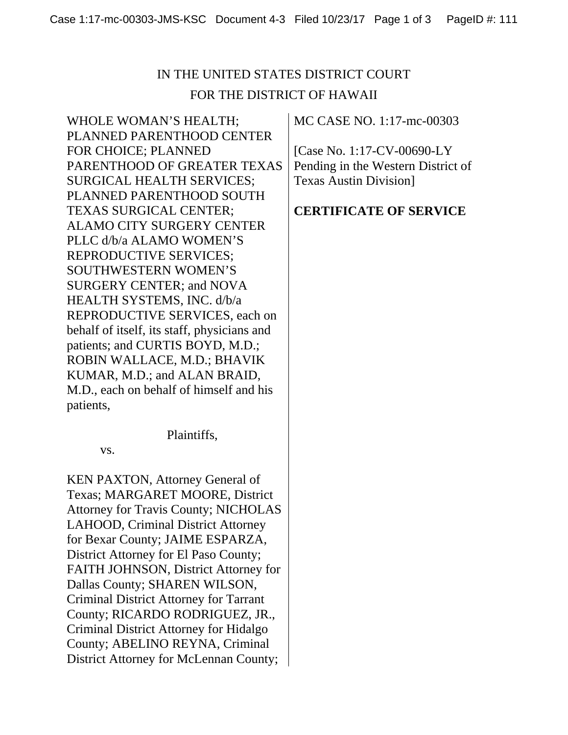IN THE UNITED STATES DISTRICT COURT

FOR THE DISTRICT OF HAWAII

WHOLE WOMAN'S HEALTH; PLANNED PARENTHOOD CENTER FOR CHOICE; PLANNED PARENTHOOD OF GREATER TEXAS SURGICAL HEALTH SERVICES; PLANNED PARENTHOOD SOUTH TEXAS SURGICAL CENTER; ALAMO CITY SURGERY CENTER PLLC d/b/a ALAMO WOMEN'S REPRODUCTIVE SERVICES; SOUTHWESTERN WOMEN'S SURGERY CENTER; and NOVA HEALTH SYSTEMS, INC. d/b/a REPRODUCTIVE SERVICES, each on behalf of itself, its staff, physicians and patients; and CURTIS BOYD, M.D.; ROBIN WALLACE, M.D.; BHAVIK KUMAR, M.D.; and ALAN BRAID, M.D., each on behalf of himself and his patients,

Plaintiffs,

vs.

KEN PAXTON, Attorney General of Texas; MARGARET MOORE, District Attorney for Travis County; NICHOLAS LAHOOD, Criminal District Attorney for Bexar County; JAIME ESPARZA, District Attorney for El Paso County; FAITH JOHNSON, District Attorney for Dallas County; SHAREN WILSON, Criminal District Attorney for Tarrant County; RICARDO RODRIGUEZ, JR., Criminal District Attorney for Hidalgo County; ABELINO REYNA, Criminal District Attorney for McLennan County;

MC CASE NO. 1:17-mc-00303

[Case No. 1:17-CV-00690-LY Pending in the Western District of Texas Austin Division]

**CERTIFICATE OF SERVICE**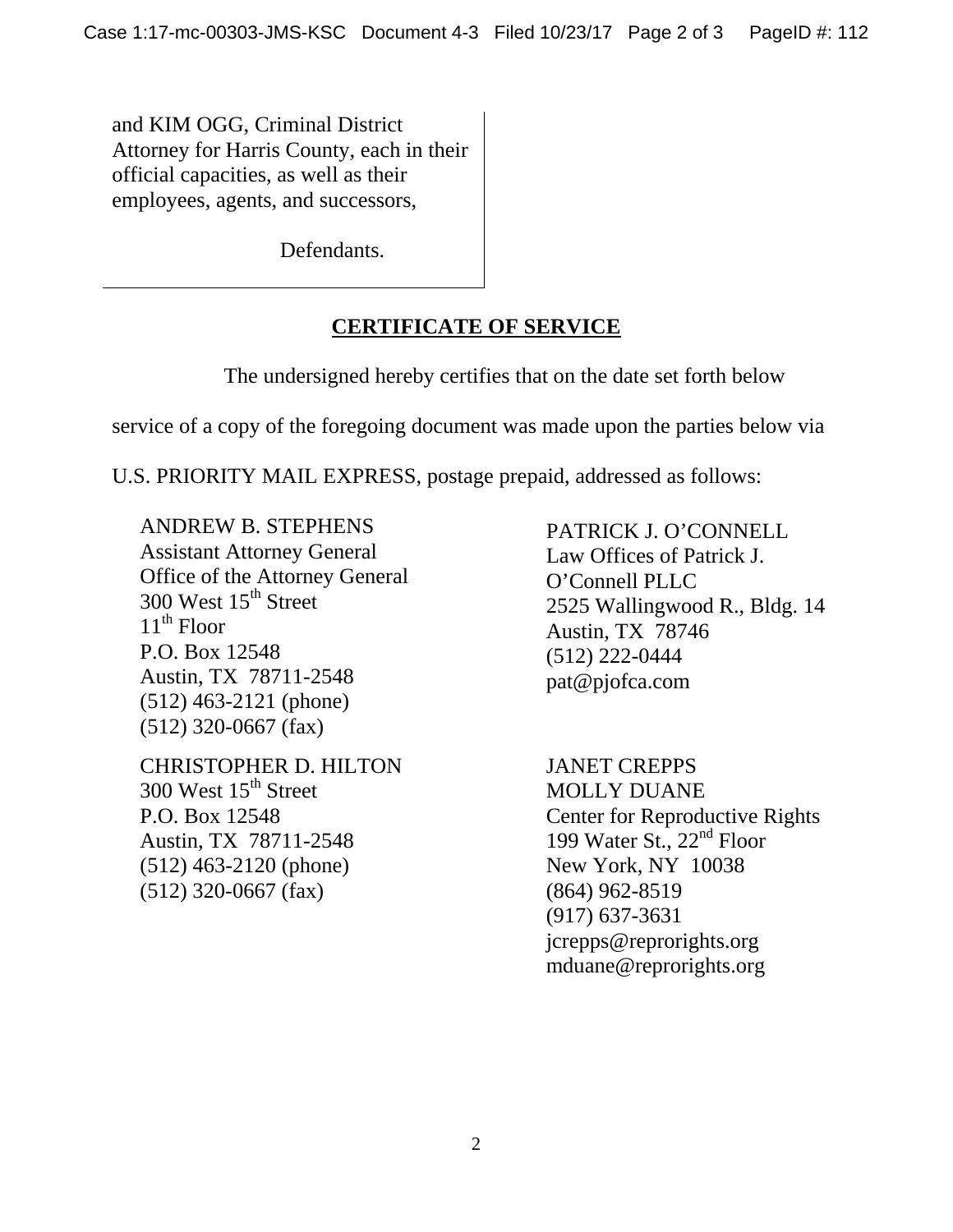and KIM OGG, Criminal District Attorney for Harris County, each in their official capacities, as well as their employees, agents, and successors,

Defendants.

## CERTIFICATE OF SERVICE

The undersigned hereby certifies that on the date set forth below service of a copy of the foregoing document was made upon the parties below via U.S. PRIORITY MAIL EXPRESS, postage prepaid, addressed as follows:

ANDREW B. STEPHENS
Assistant Attorney General
Office of the Attorney General
300 West 15th Street
11th Floor
P.O. Box 12548
Austin, TX 78711-2548
(512) 463-2121 (phone)
(512) 320-0667 (fax)

CHRISTOPHER D. HILTON
300 West 15th Street
P.O. Box 12548
Austin, TX 78711-2548
(512) 463-2120 (phone)
(512) 320-0667 (fax)

PATRICK J. O'CONNELL
Law Offices of Patrick J. O'Connell PLLC
2525 Wallingwood R., Bldg. 14
Austin, TX 78746
(512) 222-0444
pat@pjofca.com

JANET CREPPS
MOLLY DUANE
Center for Reproductive Rights
199 Water St., 22nd Floor
New York, NY 10038
(864) 962-8519
(917) 637-3631
jcrepps@reprorights.org
mduane@reprorights.org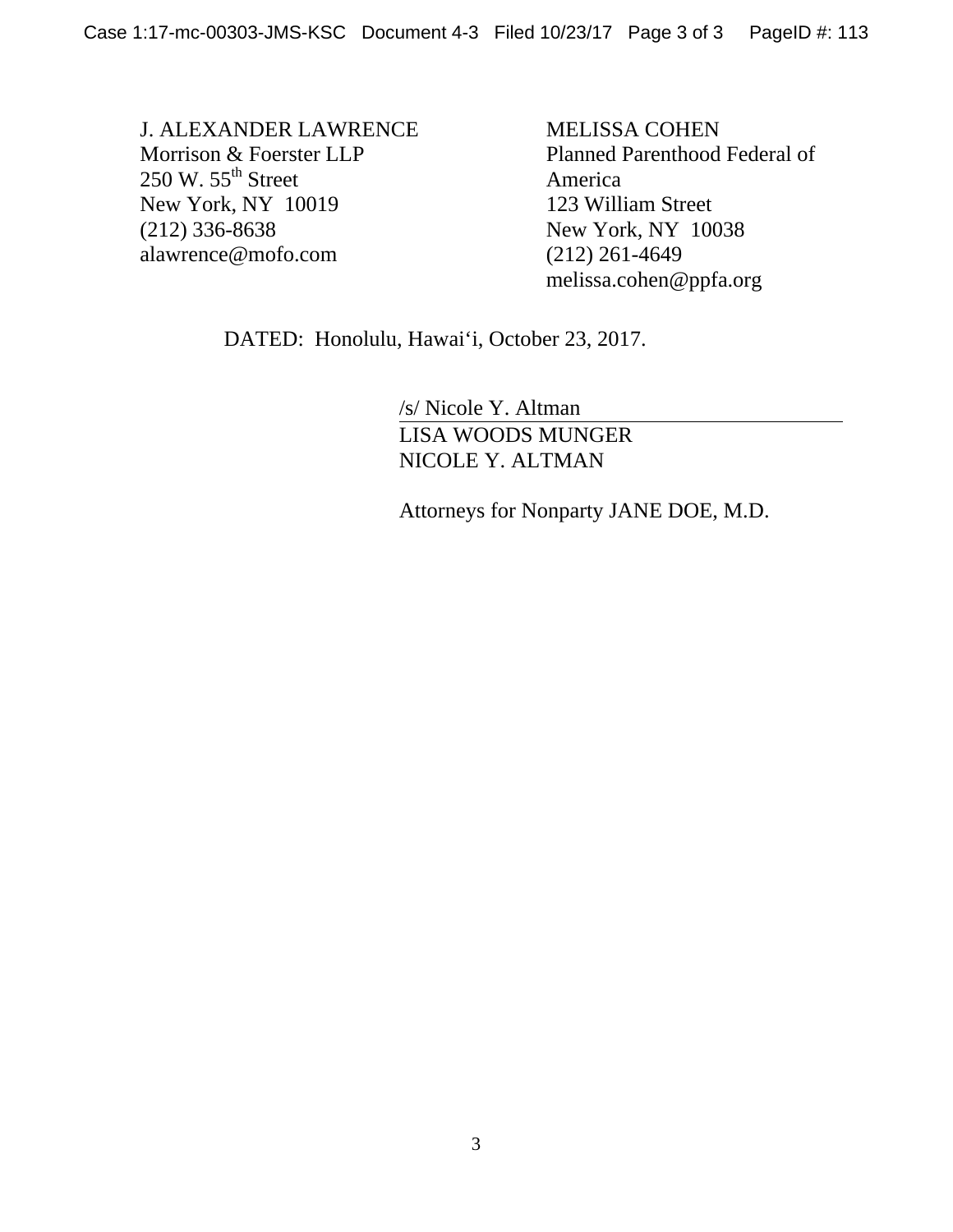J. ALEXANDER LAWRENCE
Morrison & Foerster LLP
250 W. 55th Street
New York, NY 10019
(212) 336-8638
alawrence@mofo.com

MELISSA COHEN
Planned Parenthood Federal of America
123 William Street
New York, NY 10038
(212) 261-4649
melissa.cohen@ppfa.org

DATED: Honolulu, Hawai‘i, October 23, 2017.

/s/ Nicole Y. Altman
LISA WOODS MUNGER
NICOLE Y. ALTMAN

Attorneys for Nonparty JANE DOE, M.D.